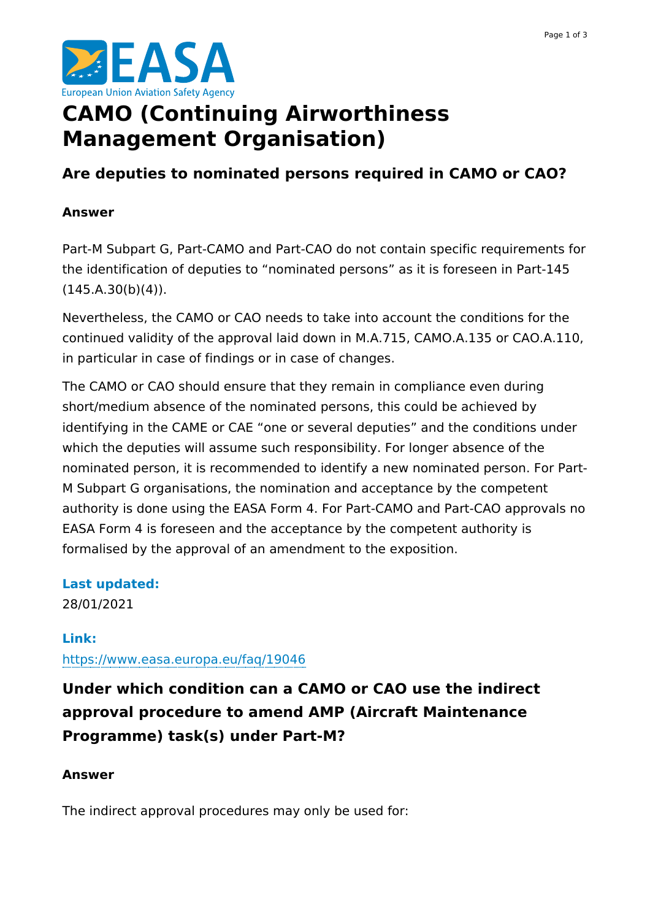# CAMO (Continuing Airworthiness Management Organisation)

## Are deputies to nominated persons required in CAMO or CAO?

**Answer**

Part-M Subpart G, Part-CAMO and Part-CAO do not contain specific requirements for the identification of deputies to “nominated persons” as it is foreseen in Part-145 (145.A.30(b)(4)).

Nevertheless, the CAMO or CAO needs to take into account the conditions for the continued validity of the approval laid down in M.A.715, CAMO.A.135 or CAO.A.110, in particular in case of findings or in case of changes.

The CAMO or CAO should ensure that they remain in compliance even during short/medium absence of the nominated persons, this could be achieved by identifying in the CAME or CAE “one or several deputies” and the conditions under which the deputies will assume such responsibility. For longer absence of the nominated person, it is recommended to identify a new nominated person. For Part-M Subpart G organisations, the nomination and acceptance by the competent authority is done using the EASA Form 4. For Part-CAMO and Part-CAO approvals no EASA Form 4 is foreseen and the acceptance by the competent authority is formalised by the approval of an amendment to the exposition.

**Last updated:**
28/01/2021

**Link:**
https://www.easa.europa.eu/faq/19046

## Under which condition can a CAMO or CAO use the indirect approval procedure to amend AMP (Aircraft Maintenance Programme) task(s) under Part-M?

**Answer**

The indirect approval procedures may only be used for: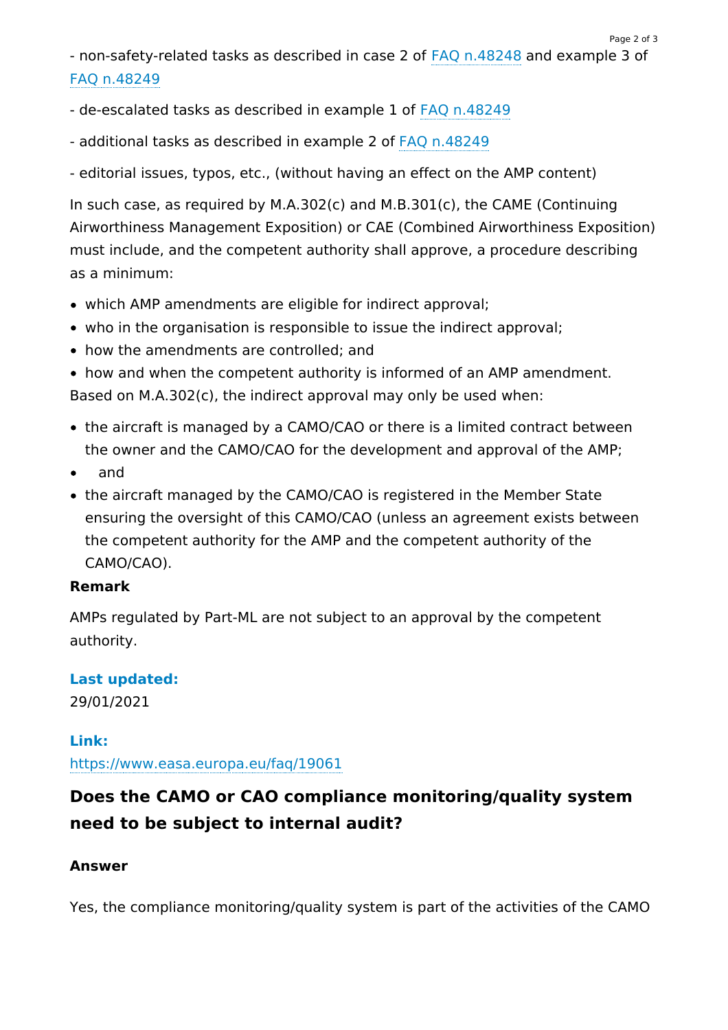- non-safety-related tasks as described in case 2 of FAQ n.48248 and example 3 of FAQ n.48249

- de-escalated tasks as described in example 1 of FAQ n.48249

- additional tasks as described in example 2 of FAQ n.48249

- editorial issues, typos, etc., (without having an effect on the AMP content)

In such case, as required by M.A.302(c) and M.B.301(c), the CAME (Continuing Airworthiness Management Exposition) or CAE (Combined Airworthiness Exposition) must include, and the competent authority shall approve, a procedure describing as a minimum:

- which AMP amendments are eligible for indirect approval;
- who in the organisation is responsible to issue the indirect approval;
- how the amendments are controlled; and
- how and when the competent authority is informed of an AMP amendment.

Based on M.A.302(c), the indirect approval may only be used when:

- the aircraft is managed by a CAMO/CAO or there is a limited contract between the owner and the CAMO/CAO for the development and approval of the AMP;
- and
- the aircraft managed by the CAMO/CAO is registered in the Member State ensuring the oversight of this CAMO/CAO (unless an agreement exists between the competent authority for the AMP and the competent authority of the CAMO/CAO).

**Remark**

AMPs regulated by Part-ML are not subject to an approval by the competent authority.

**Last updated:**
29/01/2021

**Link:**
https://www.easa.europa.eu/faq/19061

## Does the CAMO or CAO compliance monitoring/quality system need to be subject to internal audit?

**Answer**

Yes, the compliance monitoring/quality system is part of the activities of the CAMO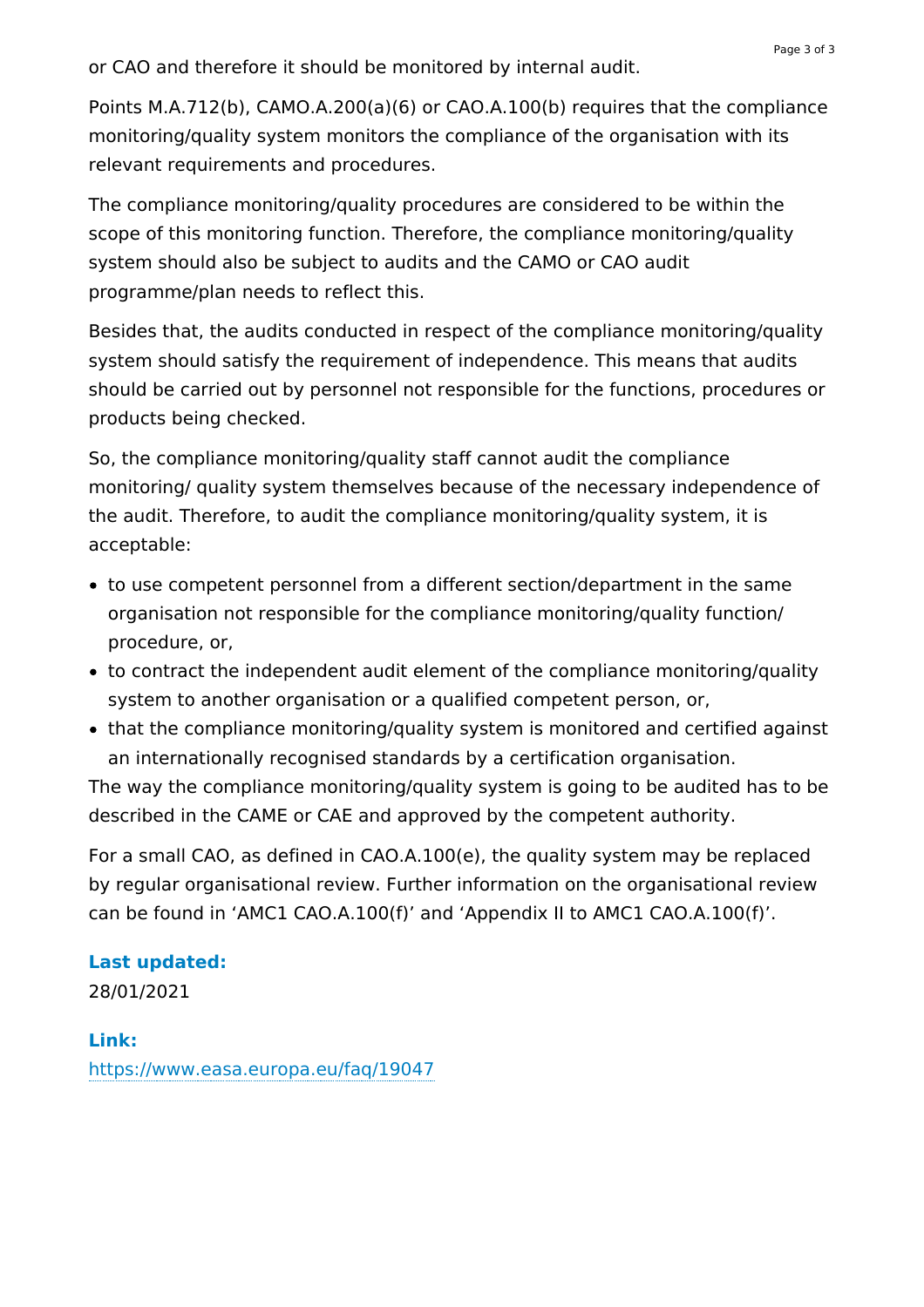or CAO and therefore it should be monitored by internal audit.

Points M.A.712(b), CAMO.A.200(a)(6) or CAO.A.100(b) requires that the compliance monitoring/quality system monitors the compliance of the organisation with its relevant requirements and procedures.

The compliance monitoring/quality procedures are considered to be within the scope of this monitoring function. Therefore, the compliance monitoring/quality system should also be subject to audits and the CAMO or CAO audit programme/plan needs to reflect this.

Besides that, the audits conducted in respect of the compliance monitoring/quality system should satisfy the requirement of independence. This means that audits should be carried out by personnel not responsible for the functions, procedures or products being checked.

So, the compliance monitoring/quality staff cannot audit the compliance monitoring/ quality system themselves because of the necessary independence of the audit. Therefore, to audit the compliance monitoring/quality system, it is acceptable:

- to use competent personnel from a different section/department in the same organisation not responsible for the compliance monitoring/quality function/ procedure, or,
- to contract the independent audit element of the compliance monitoring/quality system to another organisation or a qualified competent person, or,
- that the compliance monitoring/quality system is monitored and certified against an internationally recognised standards by a certification organisation.

The way the compliance monitoring/quality system is going to be audited has to be described in the CAME or CAE and approved by the competent authority.

For a small CAO, as defined in CAO.A.100(e), the quality system may be replaced by regular organisational review. Further information on the organisational review can be found in 'AMC1 CAO.A.100(f)' and 'Appendix II to AMC1 CAO.A.100(f)'.

**Last updated:**
28/01/2021

**Link:**
https://www.easa.europa.eu/faq/19047